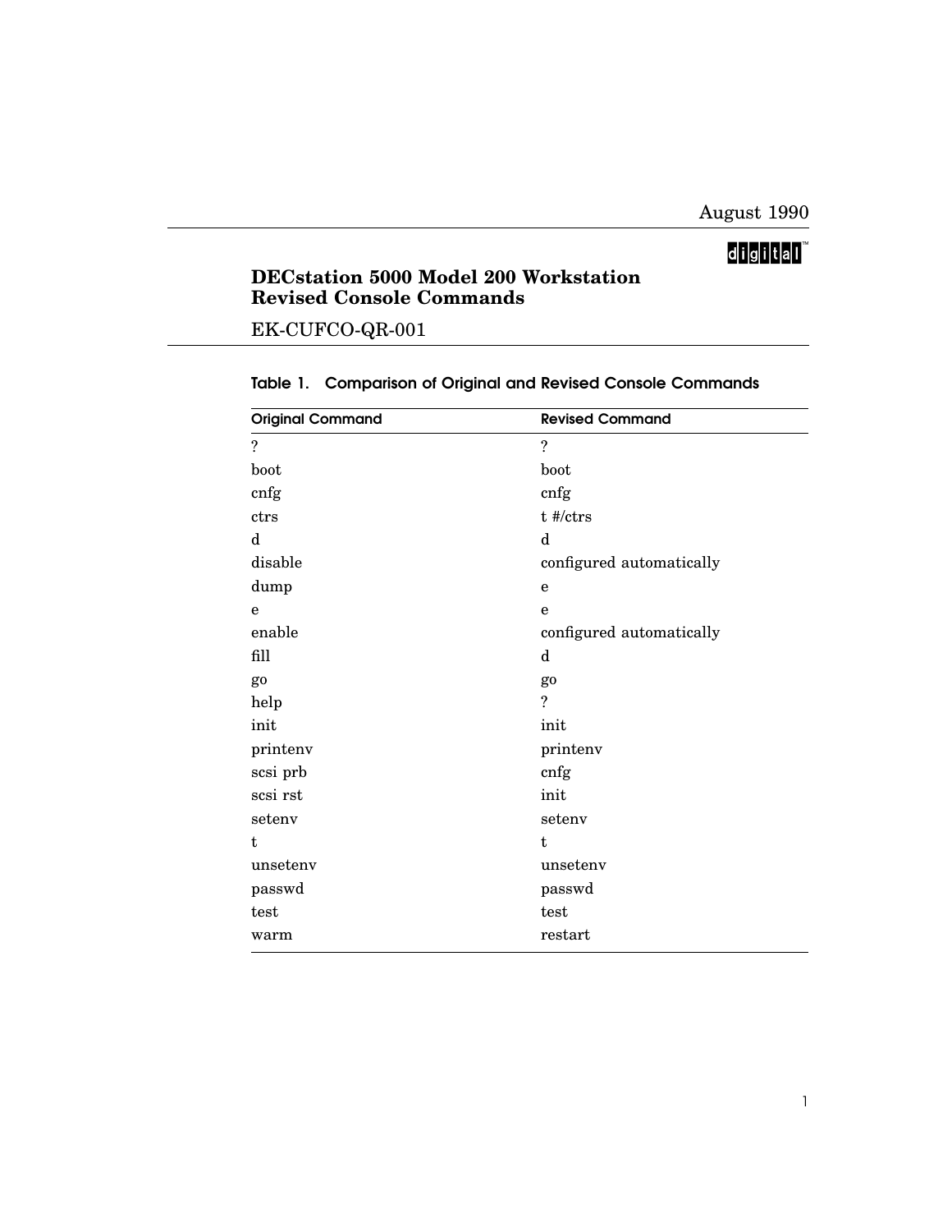August 1990

digital™

# DECstation 5000 Model 200 Workstation Revised Console Commands

EK-CUFCO-QR-001

**Table 1. Comparison of Original and Revised Console Commands**

| Original Command | Revised Command |
|---|---|
| ? | ? |
| boot | boot |
| cnfg | cnfg |
| ctrs | t #/ctrs |
| d | d |
| disable | configured automatically |
| dump | e |
| e | e |
| enable | configured automatically |
| fill | d |
| go | go |
| help | ? |
| init | init |
| printenv | printenv |
| scsi prb | cnfg |
| scsi rst | init |
| setenv | setenv |
| t | t |
| unsetenv | unsetenv |
| passwd | passwd |
| test | test |
| warm | restart |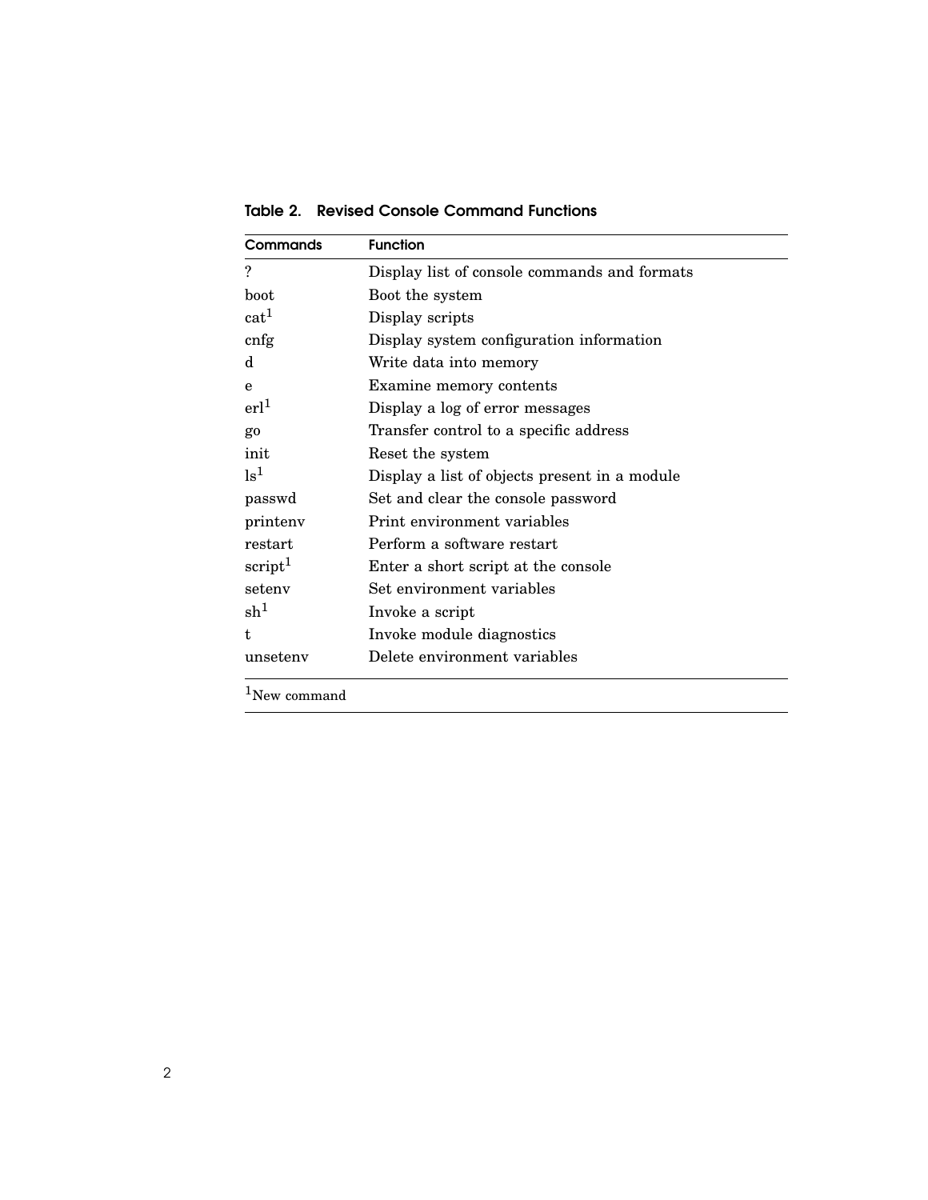**Table 2. Revised Console Command Functions**

| Commands | Function |
|---|---|
| ? | Display list of console commands and formats |
| boot | Boot the system |
| cat[1] | Display scripts |
| cnfg | Display system configuration information |
| d | Write data into memory |
| e | Examine memory contents |
| erl[1] | Display a log of error messages |
| go | Transfer control to a specific address |
| init | Reset the system |
| ls[1] | Display a list of objects present in a module |
| passwd | Set and clear the console password |
| printenv | Print environment variables |
| restart | Perform a software restart |
| script[1] | Enter a short script at the console |
| setenv | Set environment variables |
| sh[1] | Invoke a script |
| t | Invoke module diagnostics |
| unsetenv | Delete environment variables |

[1]New command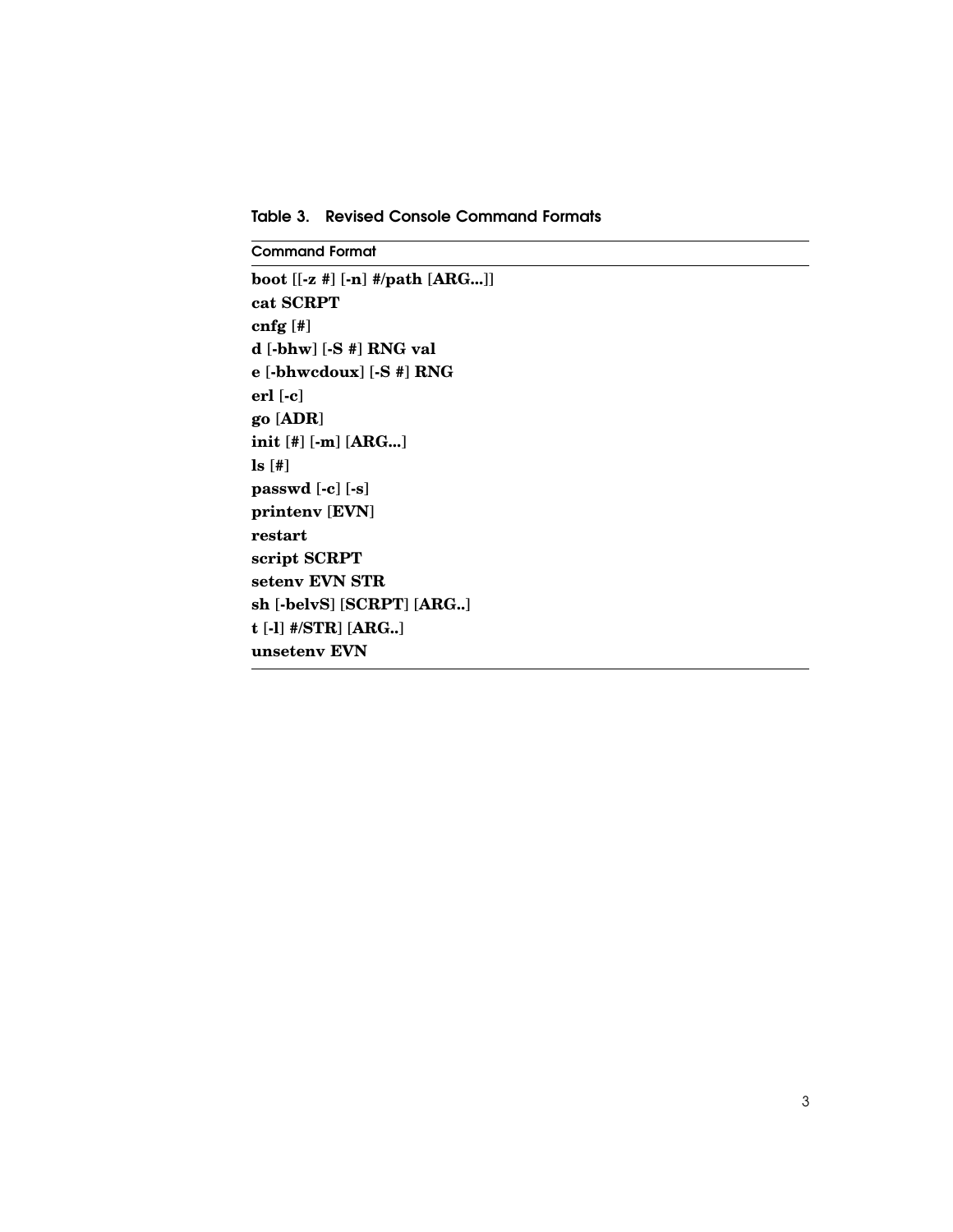Table 3. Revised Console Command Formats

| Command Format |
| --- |
| **boot** [[**-z #**] [**-n**] **#/path** [**ARG...**]] |
| **cat SCRPT** |
| **cnfg** [**#**] |
| **d** [**-bhw**] [**-S #**] **RNG val** |
| **e** [**-bhwcdoux**] [**-S #**] **RNG** |
| **erl** [**-c**] |
| **go** [**ADR**] |
| **init** [**#**] [**-m**] [**ARG...**] |
| **ls** [**#**] |
| **passwd** [**-c**] [**-s**] |
| **printenv** [**EVN**] |
| **restart** |
| **script SCRPT** |
| **setenv EVN STR** |
| **sh** [**-belvS**] [**SCRPT**] [**ARG..**] |
| **t** [**-l**] **#/STR**] [**ARG..**] |
| **unsetenv EVN** |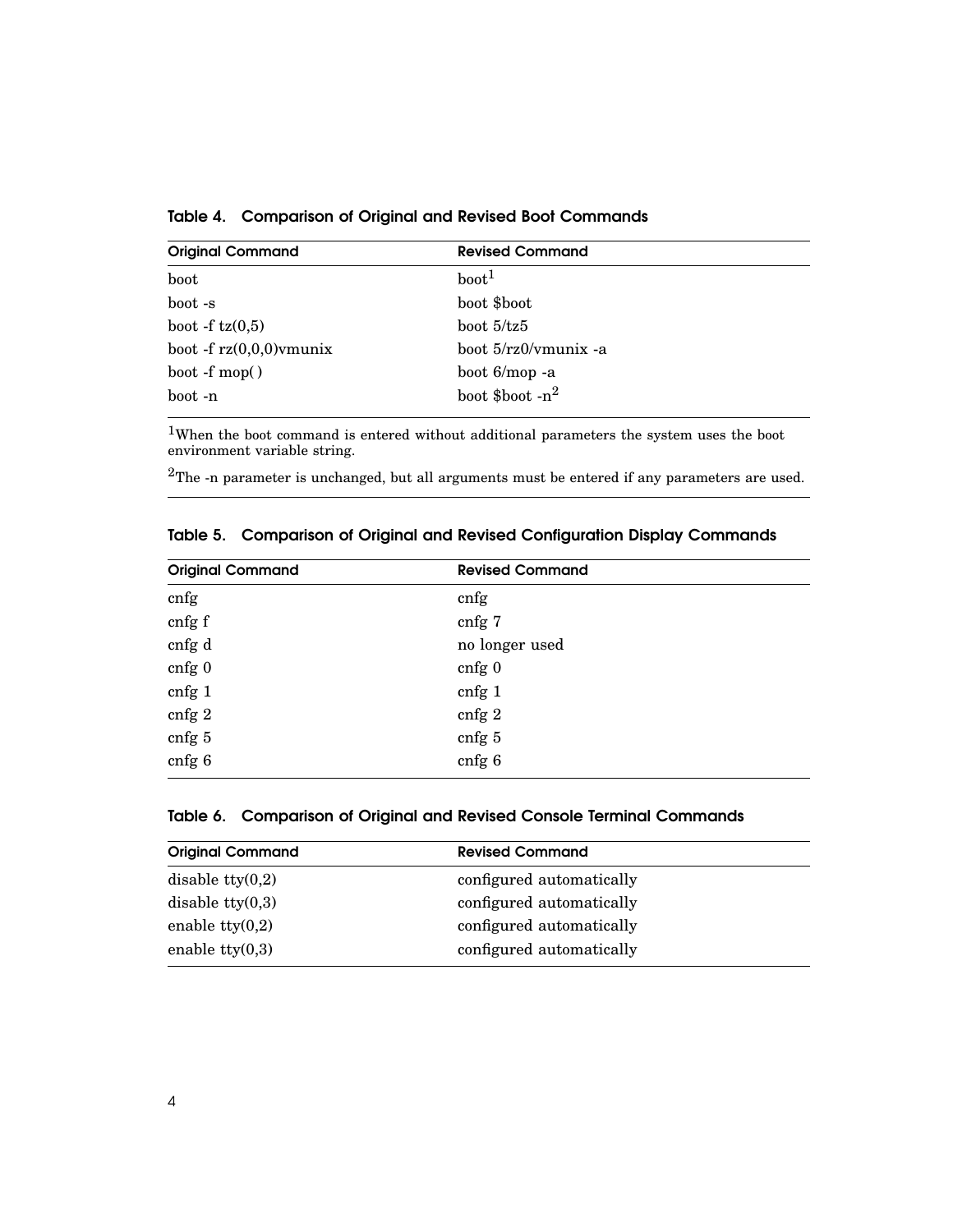**Table 4. Comparison of Original and Revised Boot Commands**

| Original Command | Revised Command |
| --- | --- |
| boot | boot[1] |
| boot -s | boot $boot |
| boot -f tz(0,5) | boot 5/tz5 |
| boot -f rz(0,0,0)vmunix | boot 5/rz0/vmunix -a |
| boot -f mop( ) | boot 6/mop -a |
| boot -n | boot $boot -n[2] |

[1]When the boot command is entered without additional parameters the system uses the boot environment variable string.

[2]The -n parameter is unchanged, but all arguments must be entered if any parameters are used.

**Table 5. Comparison of Original and Revised Configuration Display Commands**

| Original Command | Revised Command |
| --- | --- |
| cnfg | cnfg |
| cnfg f | cnfg 7 |
| cnfg d | no longer used |
| cnfg 0 | cnfg 0 |
| cnfg 1 | cnfg 1 |
| cnfg 2 | cnfg 2 |
| cnfg 5 | cnfg 5 |
| cnfg 6 | cnfg 6 |

**Table 6. Comparison of Original and Revised Console Terminal Commands**

| Original Command | Revised Command |
| --- | --- |
| disable tty(0,2) | configured automatically |
| disable tty(0,3) | configured automatically |
| enable tty(0,2) | configured automatically |
| enable tty(0,3) | configured automatically |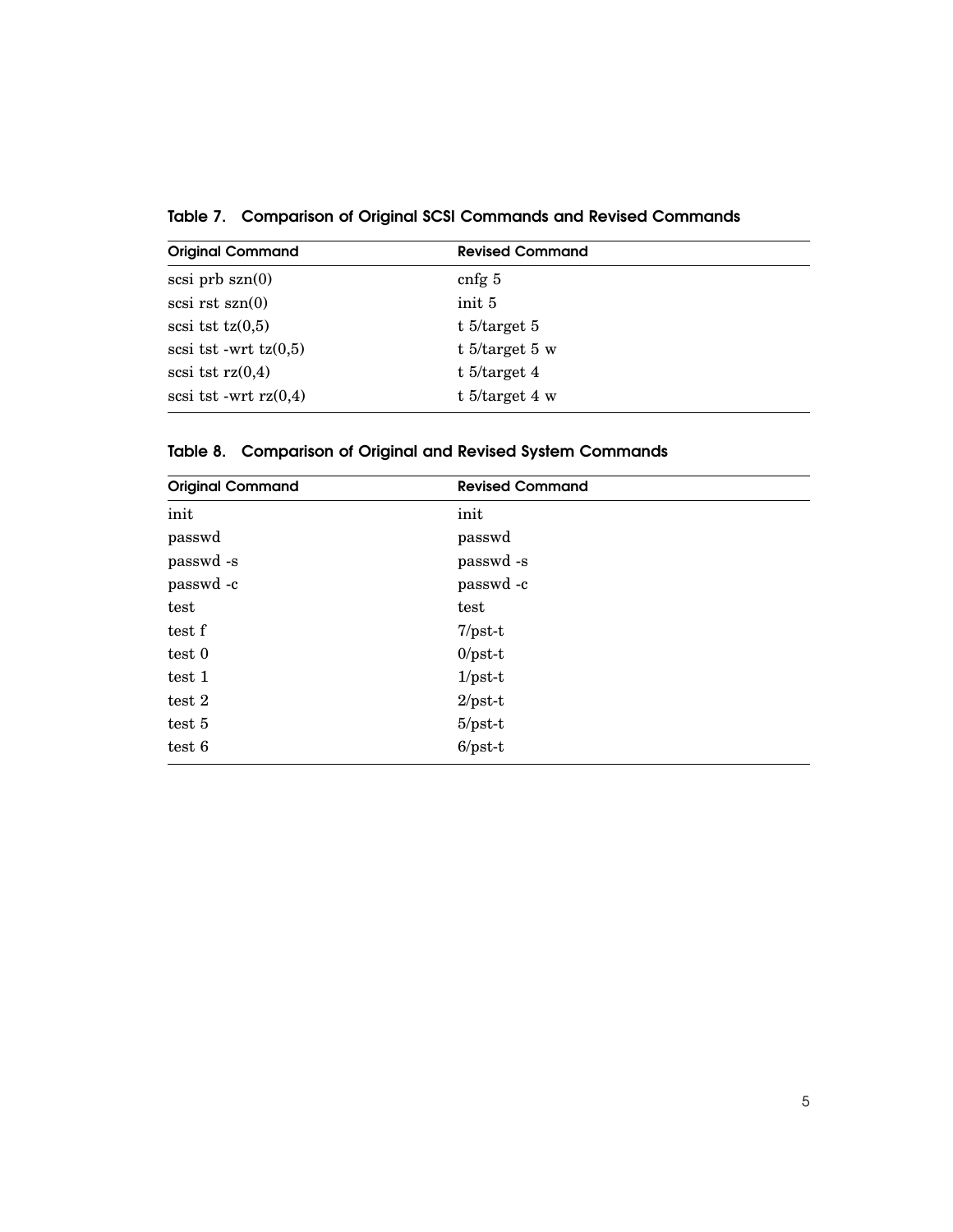**Table 7. Comparison of Original SCSI Commands and Revised Commands**

| Original Command | Revised Command |
|---|---|
| scsi prb szn(0) | cnfg 5 |
| scsi rst szn(0) | init 5 |
| scsi tst tz(0,5) | t 5/target 5 |
| scsi tst -wrt tz(0,5) | t 5/target 5 w |
| scsi tst rz(0,4) | t 5/target 4 |
| scsi tst -wrt rz(0,4) | t 5/target 4 w |

**Table 8. Comparison of Original and Revised System Commands**

| Original Command | Revised Command |
|---|---|
| init | init |
| passwd | passwd |
| passwd -s | passwd -s |
| passwd -c | passwd -c |
| test | test |
| test f | 7/pst-t |
| test 0 | 0/pst-t |
| test 1 | 1/pst-t |
| test 2 | 2/pst-t |
| test 5 | 5/pst-t |
| test 6 | 6/pst-t |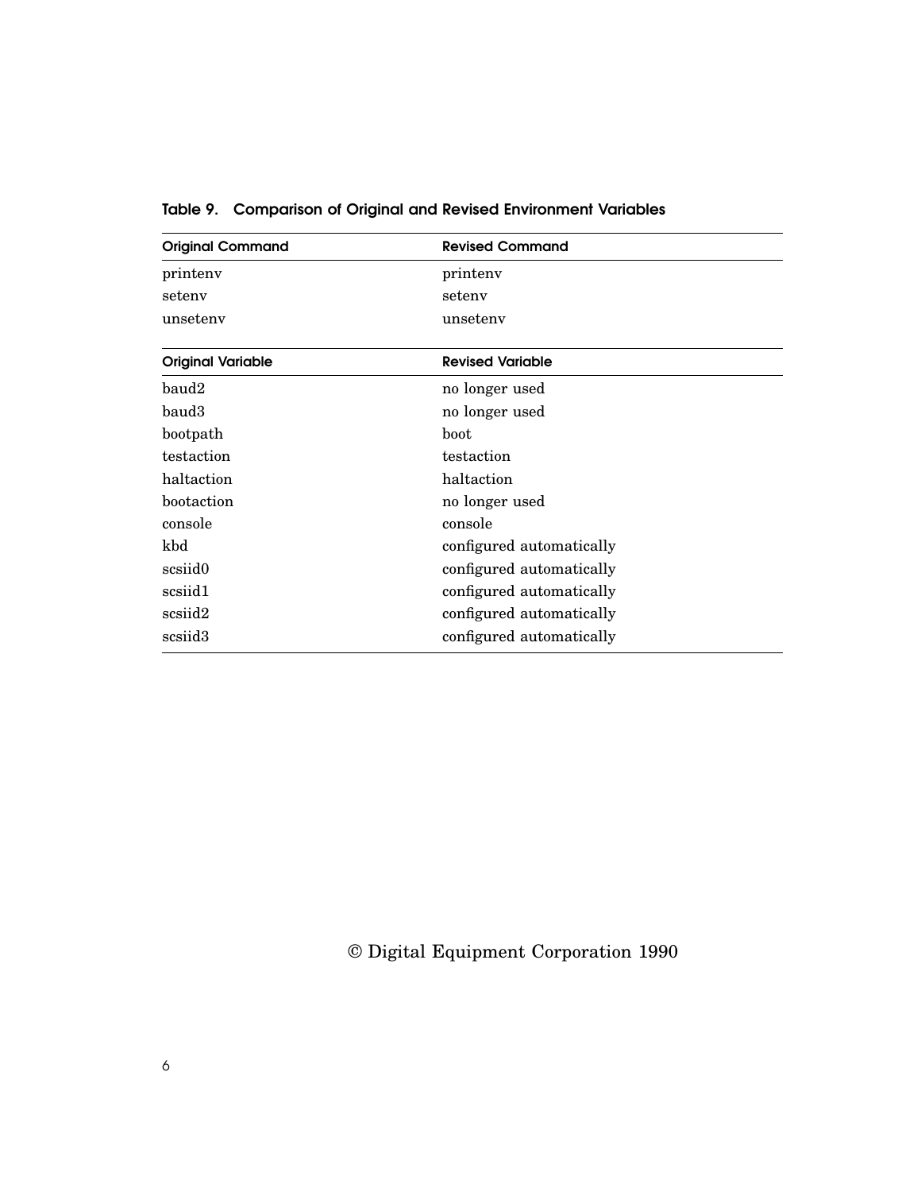**Table 9. Comparison of Original and Revised Environment Variables**

| Original Command | Revised Command |
| --- | --- |
| printenv | printenv |
| setenv | setenv |
| unsetenv | unsetenv |
| **Original Variable** | **Revised Variable** |
| baud2 | no longer used |
| baud3 | no longer used |
| bootpath | boot |
| testaction | testaction |
| haltaction | haltaction |
| bootaction | no longer used |
| console | console |
| kbd | configured automatically |
| scsiid0 | configured automatically |
| scsiid1 | configured automatically |
| scsiid2 | configured automatically |
| scsiid3 | configured automatically |

© Digital Equipment Corporation 1990